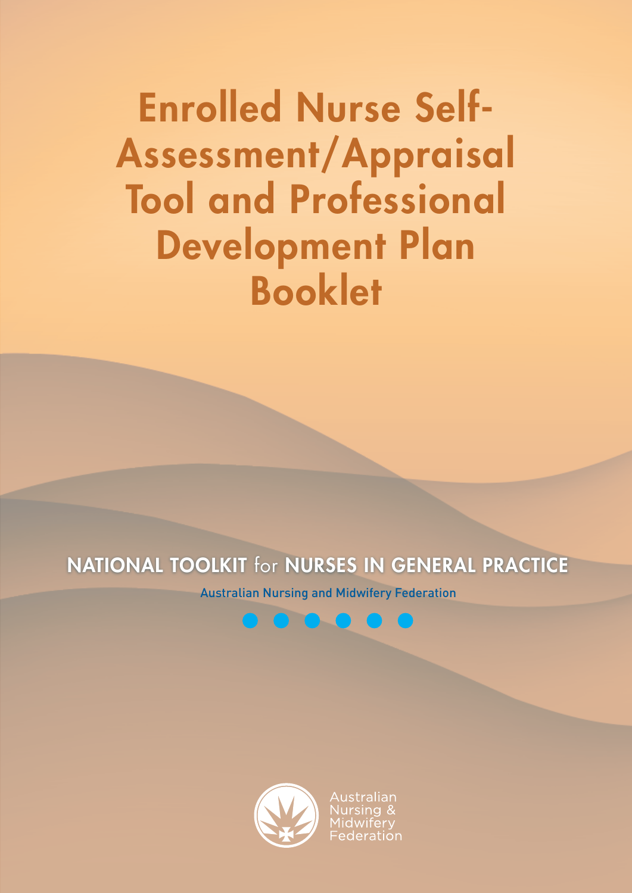# Enrolled Nurse Self-Assessment/Appraisal Tool and Professional Development Plan Booklet

NATIONAL TOOLKIT for NURSES IN GENERAL PRACTICE

Australian Nursing and Midwifery Federation

Australian Nursing & Midwifery Federation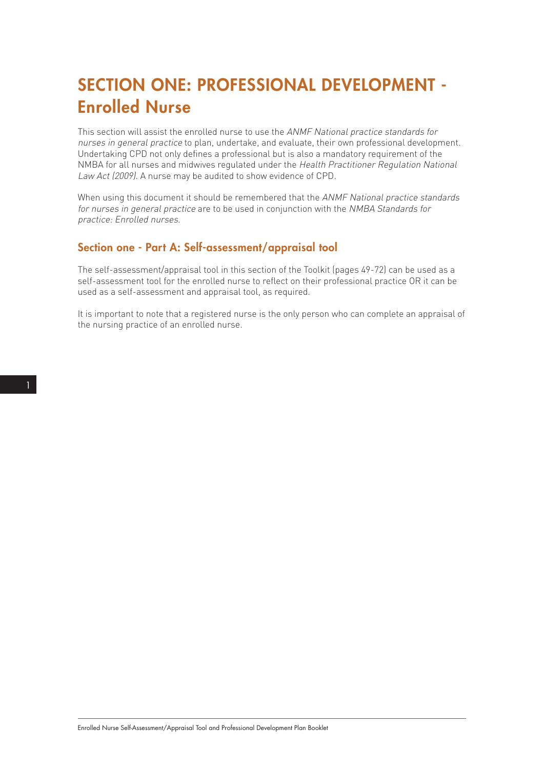# SECTION ONE: PROFESSIONAL DEVELOPMENT - Enrolled Nurse

This section will assist the enrolled nurse to use the *ANMF National practice standards for nurses in general practice* to plan, undertake, and evaluate, their own professional development. Undertaking CPD not only defines a professional but is also a mandatory requirement of the NMBA for all nurses and midwives regulated under the *Health Practitioner Regulation National Law Act (2009)*. A nurse may be audited to show evidence of CPD.

When using this document it should be remembered that the *ANMF National practice standards for nurses in general practice* are to be used in conjunction with the *NMBA Standards for practice: Enrolled nurses.*

## Section one - Part A: Self-assessment/appraisal tool

The self-assessment/appraisal tool in this section of the Toolkit (pages 49-72) can be used as a self-assessment tool for the enrolled nurse to reflect on their professional practice OR it can be used as a self-assessment and appraisal tool, as required.

It is important to note that a registered nurse is the only person who can complete an appraisal of the nursing practice of an enrolled nurse.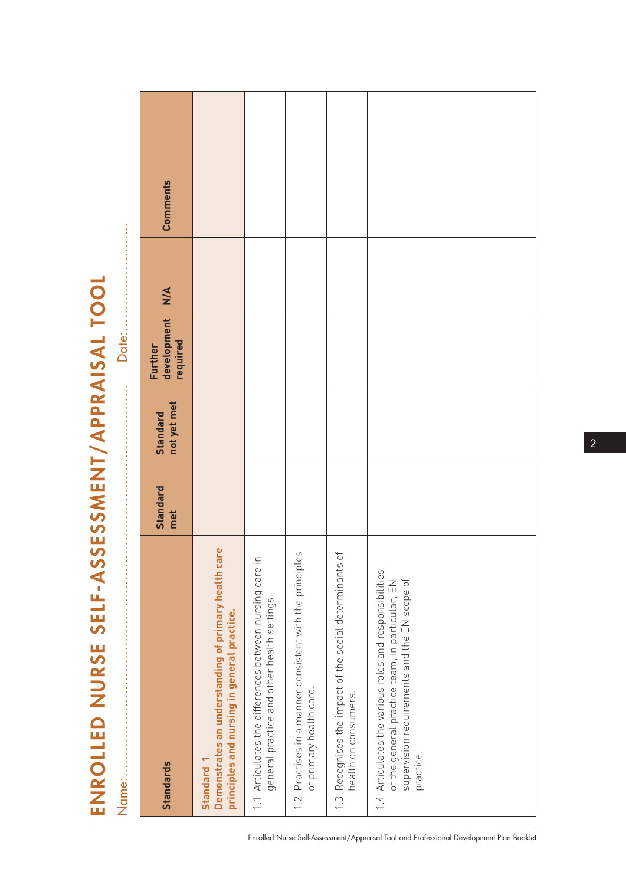# ENROLLED NURSE SELF-ASSESSMENT/APPRAISAL TOOL

Name:.................................................................... Date:...........................

| Standards | Standard met | Standard not yet met | Further development required | N/A | Comments |
|---|---|---|---|---|---|
| **Standard 1** **Demonstrates an understanding of primary health care principles and nursing in general practice.** | | | | | |
| 1.1 Articulates the differences between nursing care in general practice and other health settings. | | | | | |
| 1.2 Practises in a manner consistent with the principles of primary health care. | | | | | |
| 1.3 Recognises the impact of the social determinants of health on consumers. | | | | | |
| 1.4 Articulates the various roles and responsibilities of the general practice team, in particular, EN supervision requirements and the EN scope of practice. | | | | | |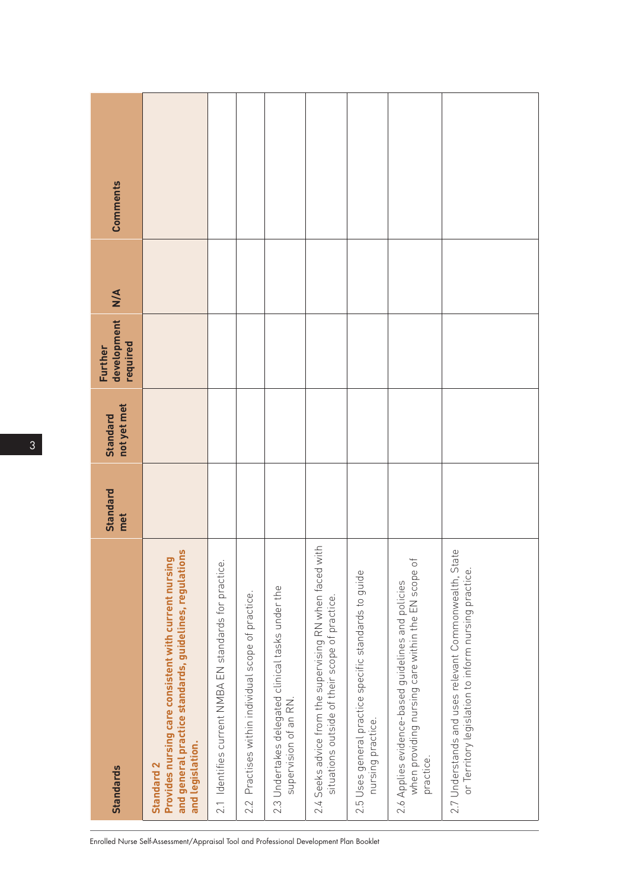| Standards | Standard met | Standard not yet met | Further development required | N/A | Comments |
|---|---|---|---|---|---|
| **Standard 2**<br>**Provides nursing care consistent with current nursing and general practice standards, guidelines, regulations and legislation.** | | | | | |
| 2.1 Identifies current NMBA EN standards for practice. | | | | | |
| 2.2 Practises within individual scope of practice. | | | | | |
| 2.3 Undertakes delegated clinical tasks under the supervision of an RN. | | | | | |
| 2.4 Seeks advice from the supervising RN when faced with situations outside of their scope of practice. | | | | | |
| 2.5 Uses general practice specific standards to guide nursing practice. | | | | | |
| 2.6 Applies evidence-based guidelines and policies when providing nursing care within the EN scope of practice. | | | | | |
| 2.7 Understands and uses relevant Commonwealth, State or Territory legislation to inform nursing practice. | | | | | |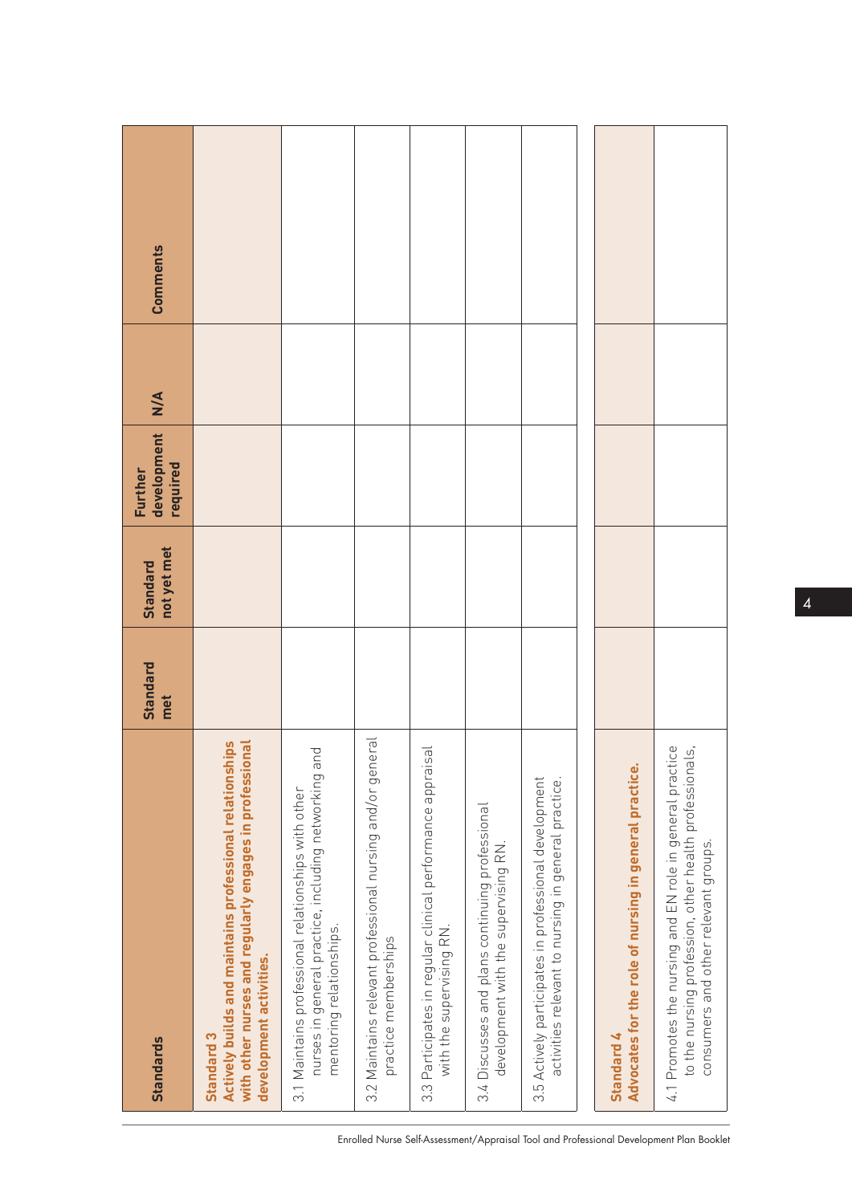| Standards | Standard met | Standard not yet met | Further development required | N/A | Comments |
|---|---|---|---|---|---|
| **Standard 3** **Actively builds and maintains professional relationships with other nurses and regularly engages in professional development activities.** | | | | | |
| 3.1 Maintains professional relationships with other nurses in general practice, including networking and mentoring relationships. | | | | | |
| 3.2 Maintains relevant professional nursing and/or general practice memberships | | | | | |
| 3.3 Participates in regular clinical performance appraisal with the supervising RN. | | | | | |
| 3.4 Discusses and plans continuing professional development with the supervising RN. | | | | | |
| 3.5 Actively participates in professional development activities relevant to nursing in general practice. | | | | | |
| **Standard 4** **Advocates for the role of nursing in general practice.** | | | | | |
| 4.1 Promotes the nursing and EN role in general practice to the nursing profession, other health professionals, consumers and other relevant groups. | | | | | |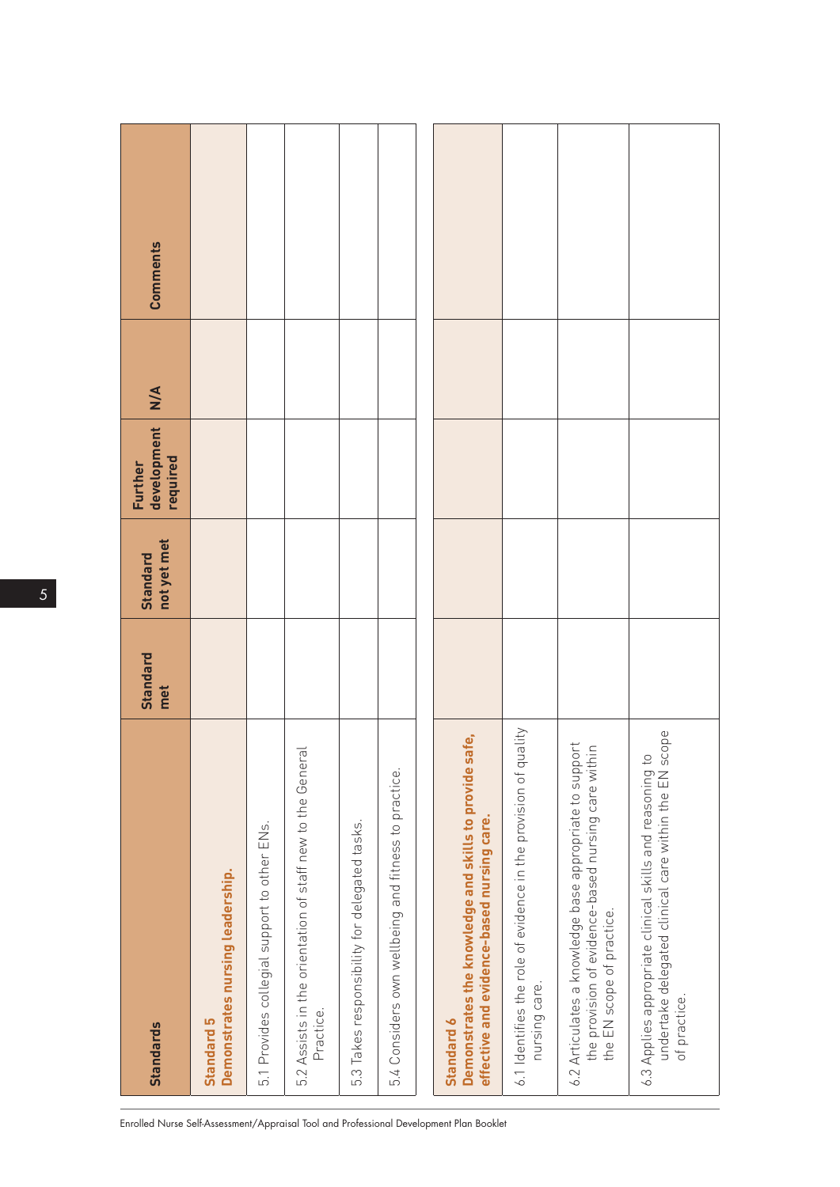| Standards | Standard met | Standard not yet met | Further development required | N/A | Comments |
|---|---|---|---|---|---|
| **Standard 5 Demonstrates nursing leadership.** | | | | | |
| 5.1 Provides collegial support to other ENs. | | | | | |
| 5.2 Assists in the orientation of staff new to the General Practice. | | | | | |
| 5.3 Takes responsibility for delegated tasks. | | | | | |
| 5.4 Considers own wellbeing and fitness to practice. | | | | | |

| Standards | Standard met | Standard not yet met | Further development required | N/A | Comments |
|---|---|---|---|---|---|
| **Standard 6 Demonstrates the knowledge and skills to provide safe, effective and evidence-based nursing care.** | | | | | |
| 6.1 Identifies the role of evidence in the provision of quality nursing care. | | | | | |
| 6.2 Articulates a knowledge base appropriate to support the provision of evidence-based nursing care within the EN scope of practice. | | | | | |
| 6.3 Applies appropriate clinical skills and reasoning to undertake delegated clinical care within the EN scope of practice. | | | | | |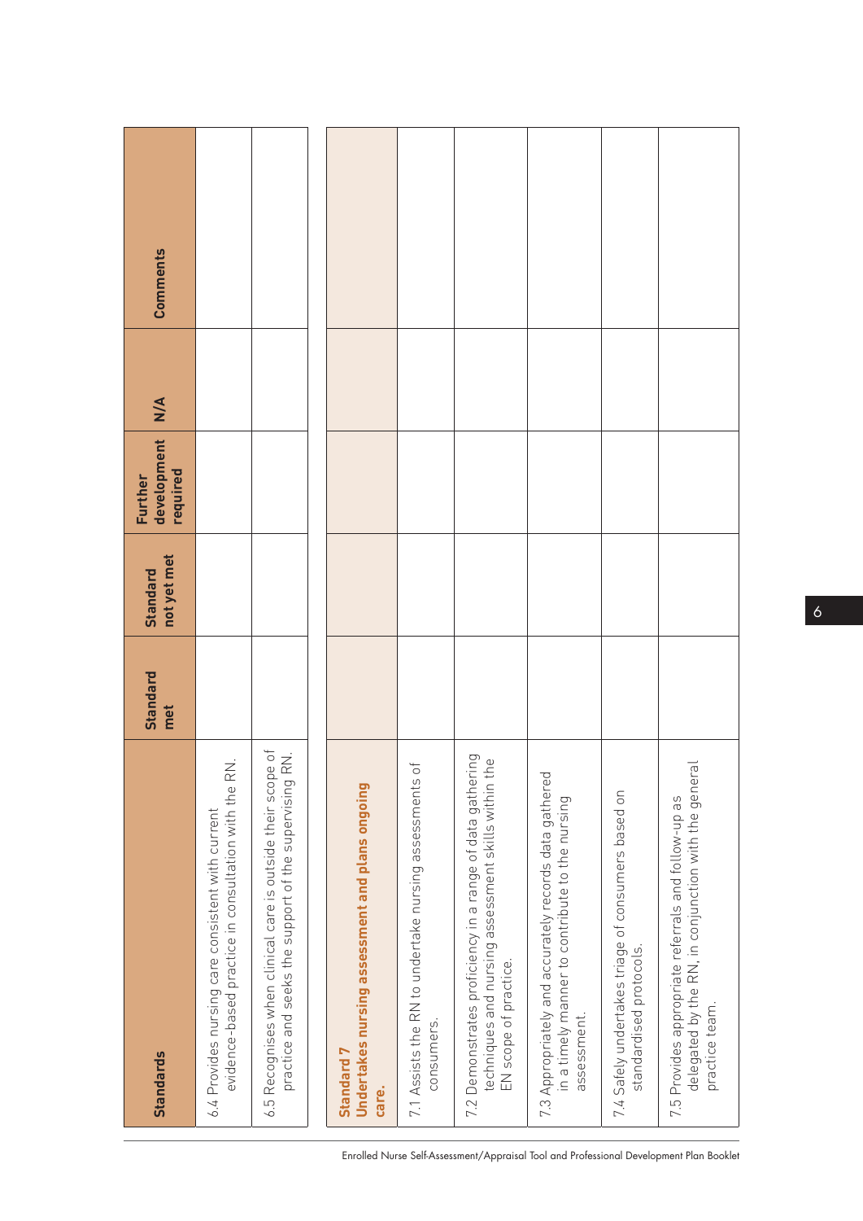| Standards | Standard met | Standard not yet met | Further development required | N/A | Comments |
|---|---|---|---|---|---|
| 6.4 Provides nursing care consistent with current evidence-based practice in consultation with the RN. | | | | | |
| 6.5 Recognises when clinical care is outside their scope of practice and seeks the support of the supervising RN. | | | | | |

| Standards | Standard met | Standard not yet met | Further development required | N/A | Comments |
|---|---|---|---|---|---|
| **Standard 7** **Undertakes nursing assessment and plans ongoing care.** | | | | | |
| 7.1 Assists the RN to undertake nursing assessments of consumers. | | | | | |
| 7.2 Demonstrates proficiency in a range of data gathering techniques and nursing assessment skills within the EN scope of practice. | | | | | |
| 7.3 Appropriately and accurately records data gathered in a timely manner to contribute to the nursing assessment. | | | | | |
| 7.4 Safely undertakes triage of consumers based on standardised protocols. | | | | | |
| 7.5 Provides appropriate referrals and follow-up as delegated by the RN, in conjunction with the general practice team. | | | | | |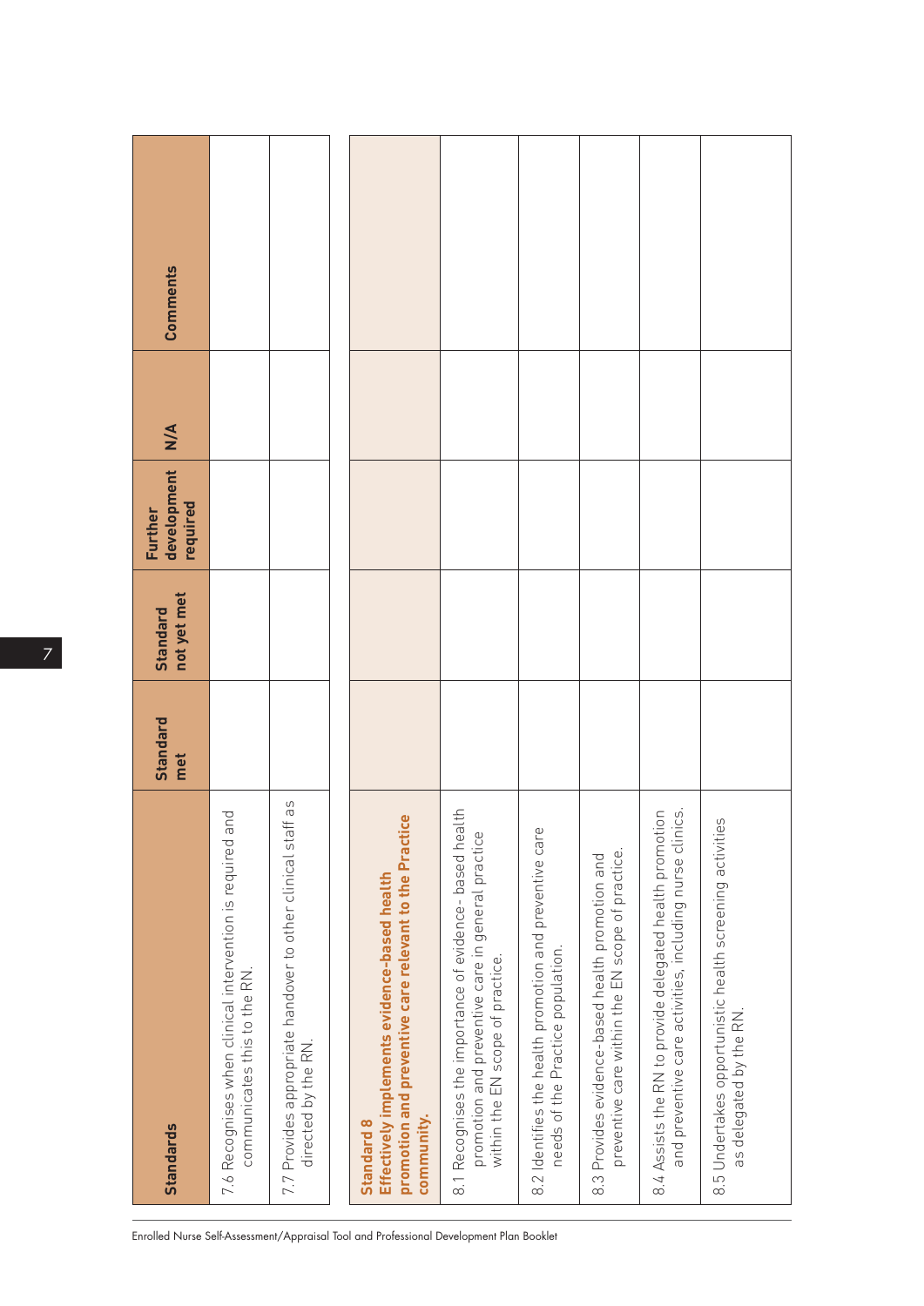| Standards | Standard met | Standard not yet met | Further development required | N/A | Comments |
|---|---|---|---|---|---|
| 7.6 Recognises when clinical intervention is required and communicates this to the RN. | | | | | |
| 7.7 Provides appropriate handover to other clinical staff as directed by the RN. | | | | | |

| **Standard 8** **Effectively implements evidence-based health promotion and preventive care relevant to the Practice community.** | | | | | |
|---|---|---|---|---|---|
| 8.1 Recognises the importance of evidence- based health promotion and preventive care in general practice within the EN scope of practice. | | | | | |
| 8.2 Identifies the health promotion and preventive care needs of the Practice population. | | | | | |
| 8.3 Provides evidence-based health promotion and preventive care within the EN scope of practice. | | | | | |
| 8.4 Assists the RN to provide delegated health promotion and preventive care activities, including nurse clinics. | | | | | |
| 8.5 Undertakes opportunistic health screening activities as delegated by the RN. | | | | | |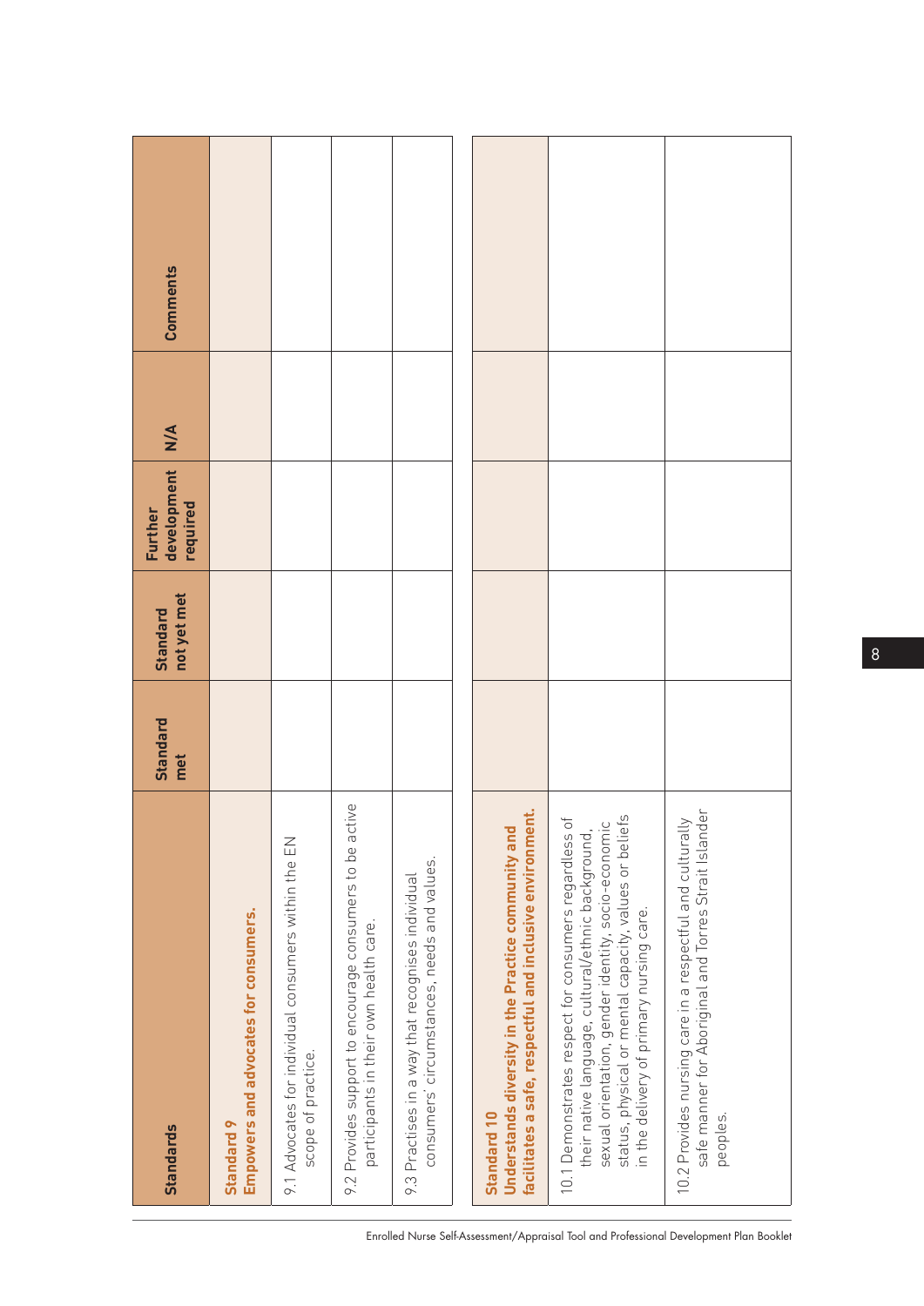| Standards | Standard met | Standard not yet met | Further development required | N/A | Comments |
|---|---|---|---|---|---|
| **Standard 9**<br>**Empowers and advocates for consumers.** | | | | | |
| 9.1 Advocates for individual consumers within the EN scope of practice. | | | | | |
| 9.2 Provides support to encourage consumers to be active participants in their own health care. | | | | | |
| 9.3 Practises in a way that recognises individual consumers' circumstances, needs and values. | | | | | |

| Standards | Standard met | Standard not yet met | Further development required | N/A | Comments |
|---|---|---|---|---|---|
| **Standard 10**<br>**Understands diversity in the Practice community and facilitates a safe, respectful and inclusive environment.** | | | | | |
| 10.1 Demonstrates respect for consumers regardless of their native language, cultural/ethnic background, sexual orientation, gender identity, socio-economic status, physical or mental capacity, values or beliefs in the delivery of primary nursing care. | | | | | |
| 10.2 Provides nursing care in a respectful and culturally safe manner for Aboriginal and Torres Strait Islander peoples. | | | | | |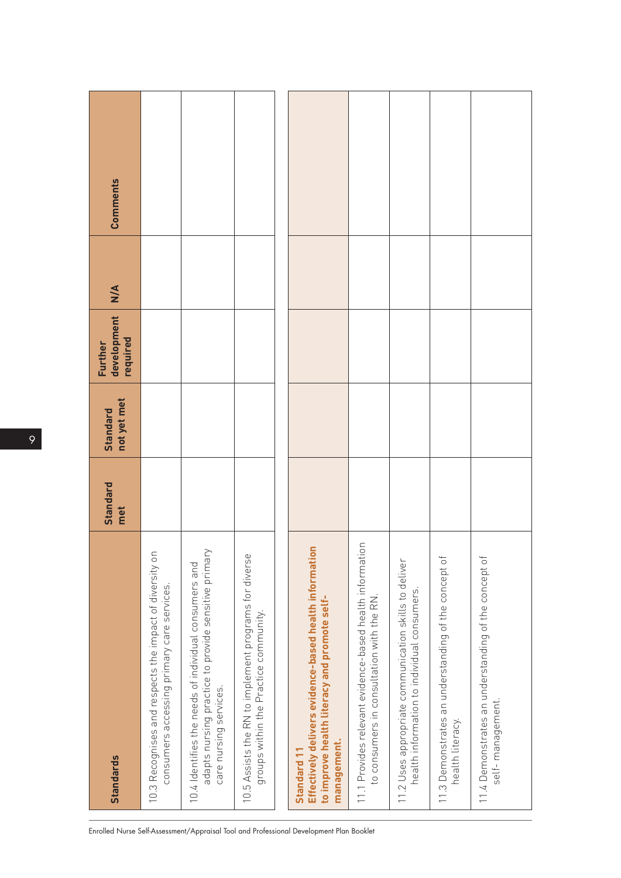| Standards | Standard met | Standard not yet met | Further development required | N/A | Comments |
|---|---|---|---|---|---|
| 10.3 Recognises and respects the impact of diversity on consumers accessing primary care services. | | | | | |
| 10.4 Identifies the needs of individual consumers and adapts nursing practice to provide sensitive primary care nursing services. | | | | | |
| 10.5 Assists the RN to implement programs for diverse groups within the Practice community. | | | | | |

| Standards | Standard met | Standard not yet met | Further development required | N/A | Comments |
|---|---|---|---|---|---|
| **Standard 11 Effectively delivers evidence-based health information to improve health literacy and promote self-management.** | | | | | |
| 11.1 Provides relevant evidence-based health information to consumers in consultation with the RN. | | | | | |
| 11.2 Uses appropriate communication skills to deliver health information to individual consumers. | | | | | |
| 11.3 Demonstrates an understanding of the concept of health literacy. | | | | | |
| 11.4 Demonstrates an understanding of the concept of self- management. | | | | | |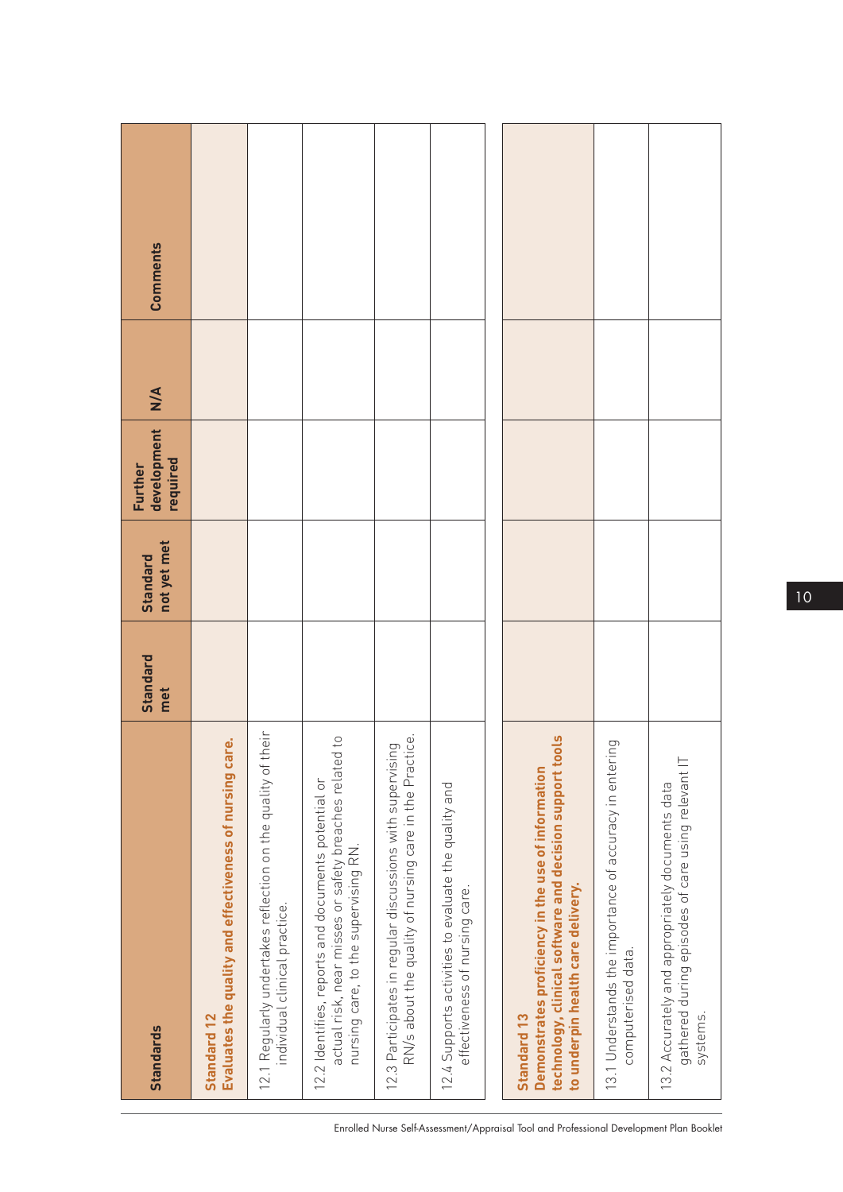| Standards | Standard met | Standard not yet met | Further development required | N/A | Comments |
|---|---|---|---|---|---|
| **Standard 12** **Evaluates the quality and effectiveness of nursing care.** | | | | | |
| 12.1 Regularly undertakes reflection on the quality of their individual clinical practice. | | | | | |
| 12.2 Identifies, reports and documents potential or actual risk, near misses or safety breaches related to nursing care, to the supervising RN. | | | | | |
| 12.3 Participates in regular discussions with supervising RN/s about the quality of nursing care in the Practice. | | | | | |
| 12.4 Supports activities to evaluate the quality and effectiveness of nursing care. | | | | | |

| Standards | Standard met | Standard not yet met | Further development required | N/A | Comments |
|---|---|---|---|---|---|
| **Standard 13** **Demonstrates proficiency in the use of information technology, clinical software and decision support tools to underpin health care delivery.** | | | | | |
| 13.1 Understands the importance of accuracy in entering computerised data. | | | | | |
| 13.2 Accurately and appropriately documents data gathered during episodes of care using relevant IT systems. | | | | | |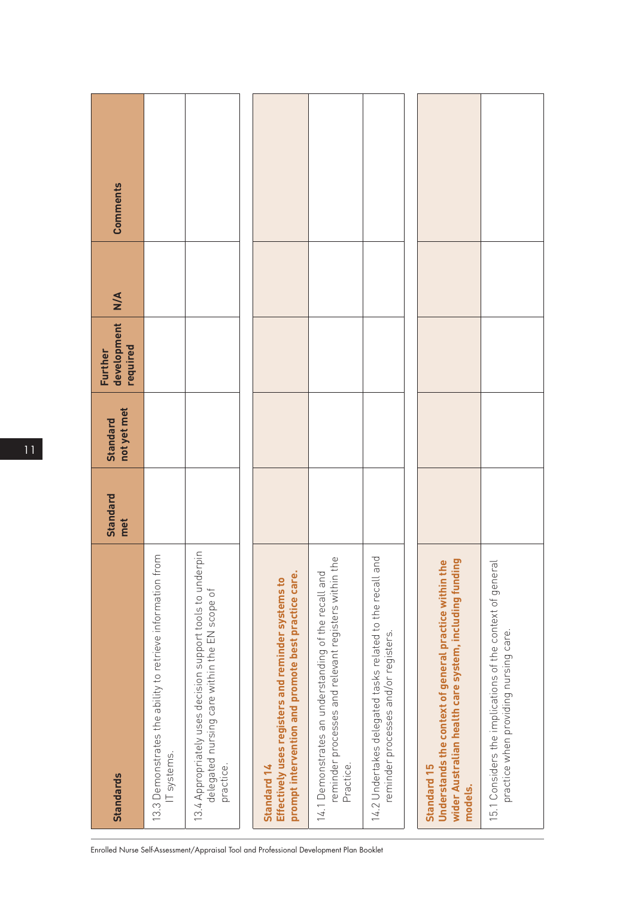| Standards | Standard met | Standard not yet met | Further development required | N/A | Comments |
|---|---|---|---|---|---|
| 13.3 Demonstrates the ability to retrieve information from IT systems. | | | | | |
| 13.4 Appropriately uses decision support tools to underpin delegated nursing care within the EN scope of practice. | | | | | |
| **Standard 14 Effectively uses registers and reminder systems to prompt intervention and promote best practice care.** | | | | | |
| 14.1 Demonstrates an understanding of the recall and reminder processes and relevant registers within the Practice. | | | | | |
| 14.2 Undertakes delegated tasks related to the recall and reminder processes and/or registers. | | | | | |
| **Standard 15 Understands the context of general practice within the wider Australian health care system, including funding models.** | | | | | |
| 15.1 Considers the implications of the context of general practice when providing nursing care. | | | | | |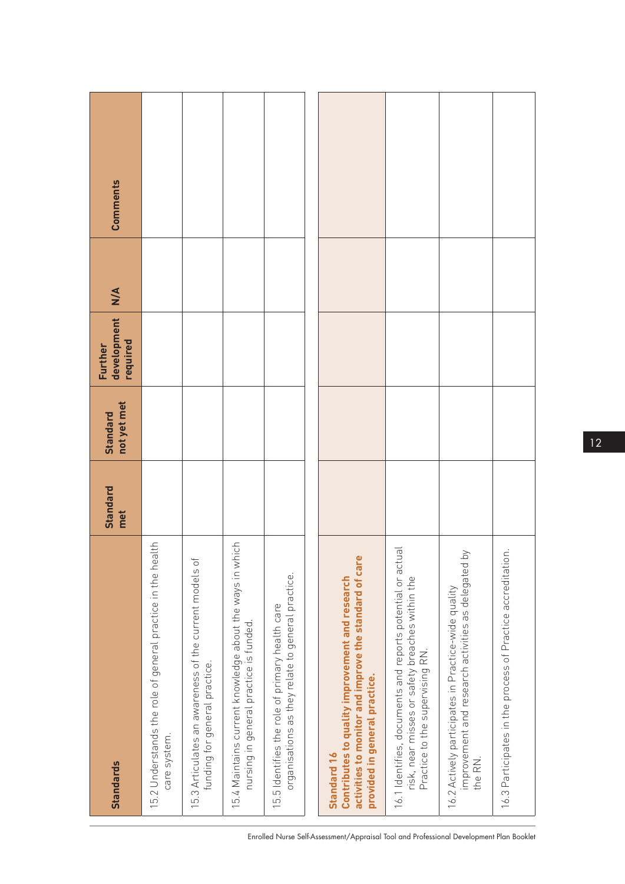| Standards | Standard met | Standard not yet met | Further development required | N/A | Comments |
|---|---|---|---|---|---|
| 15.2 Understands the role of general practice in the health care system. | | | | | |
| 15.3 Articulates an awareness of the current models of funding for general practice. | | | | | |
| 15.4 Maintains current knowledge about the ways in which nursing in general practice is funded. | | | | | |
| 15.5 Identifies the role of primary health care organisations as they relate to general practice. | | | | | |
| **Standard 16** **Contributes to quality improvement and research activities to monitor and improve the standard of care provided in general practice.** | | | | | |
| 16.1 Identifies, documents and reports potential or actual risk, near misses or safety breaches within the Practice to the supervising RN. | | | | | |
| 16.2 Actively participates in Practice-wide quality improvement and research activities as delegated by the RN. | | | | | |
| 16.3 Participates in the process of Practice accreditation. | | | | | |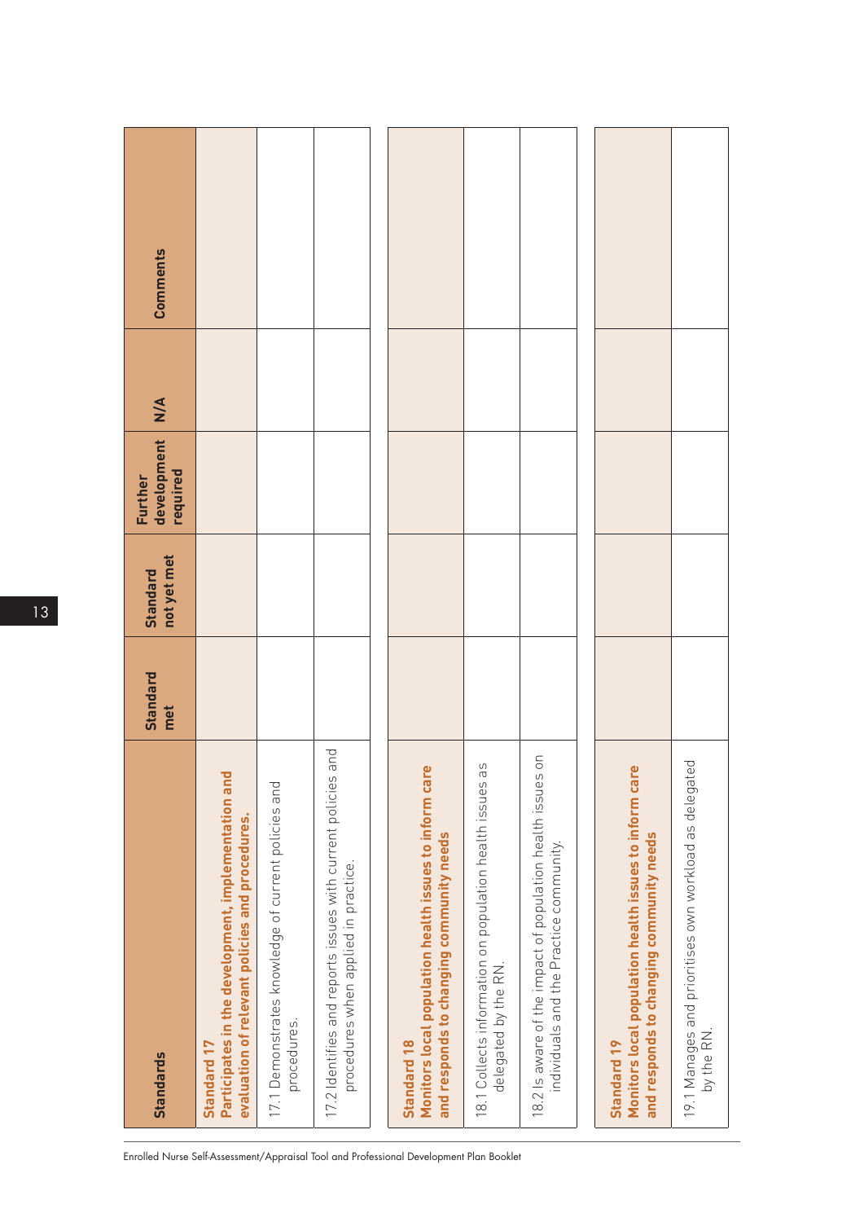| Standards | Standard met | Standard not yet met | Further development required | N/A | Comments |
|---|---|---|---|---|---|
| **Standard 17** **Participates in the development, implementation and evaluation of relevant policies and procedures.** | | | | | |
| 17.1 Demonstrates knowledge of current policies and procedures. | | | | | |
| 17.2 Identifies and reports issues with current policies and procedures when applied in practice. | | | | | |
| **Standard 18** **Monitors local population health issues to inform care and responds to changing community needs** | | | | | |
| 18.1 Collects information on population health issues as delegated by the RN. | | | | | |
| 18.2 Is aware of the impact of population health issues on individuals and the Practice community. | | | | | |
| **Standard 19** **Monitors local population health issues to inform care and responds to changing community needs** | | | | | |
| 19.1 Manages and prioritises own workload as delegated by the RN. | | | | | |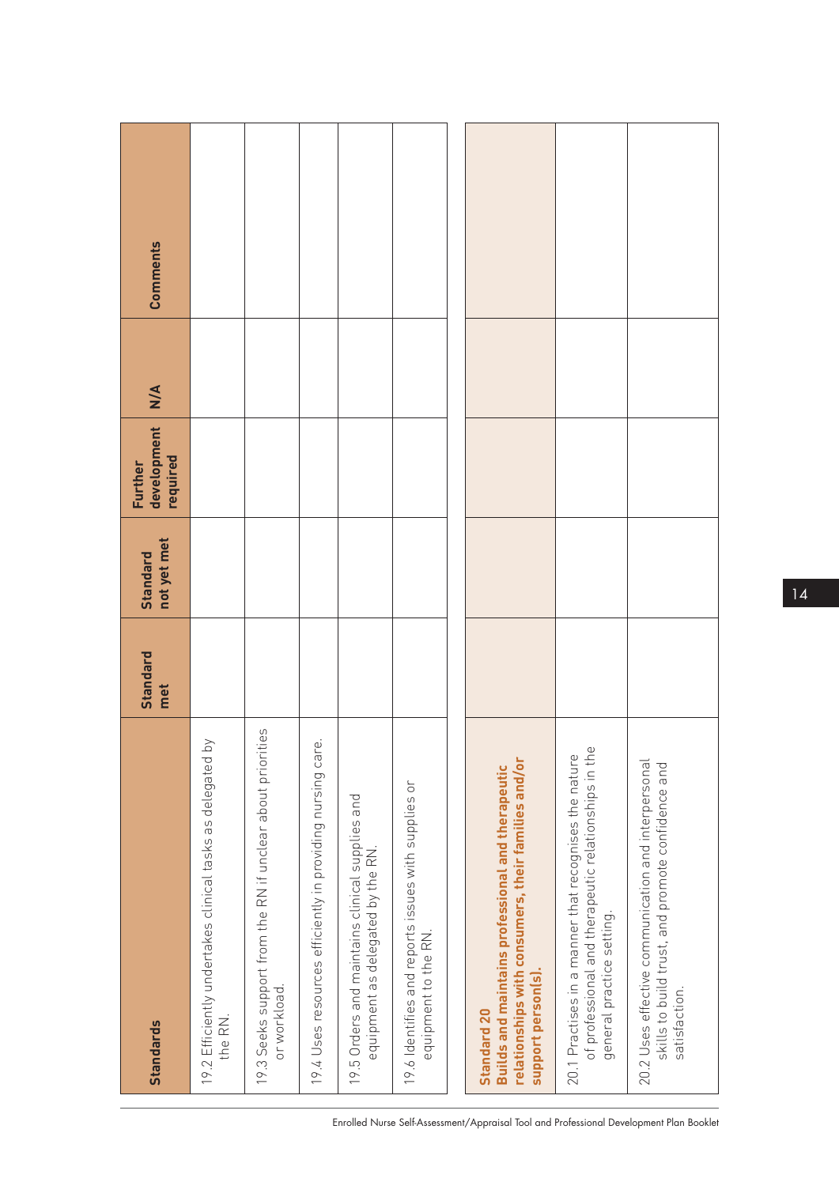| Standards | Standard met | Standard not yet met | Further development required | N/A | Comments |
|---|---|---|---|---|---|
| 19.2 Efficiently undertakes clinical tasks as delegated by the RN. | | | | | |
| 19.3 Seeks support from the RN if unclear about priorities or workload. | | | | | |
| 19.4 Uses resources efficiently in providing nursing care. | | | | | |
| 19.5 Orders and maintains clinical supplies and equipment as delegated by the RN. | | | | | |
| 19.6 Identifies and reports issues with supplies or equipment to the RN. | | | | | |
| **Standard 20** **Builds and maintains professional and therapeutic relationships with consumers, their families and/or support person(s).** | | | | | |
| 20.1 Practises in a manner that recognises the nature of professional and therapeutic relationships in the general practice setting. | | | | | |
| 20.2 Uses effective communication and interpersonal skills to build trust, and promote confidence and satisfaction. | | | | | |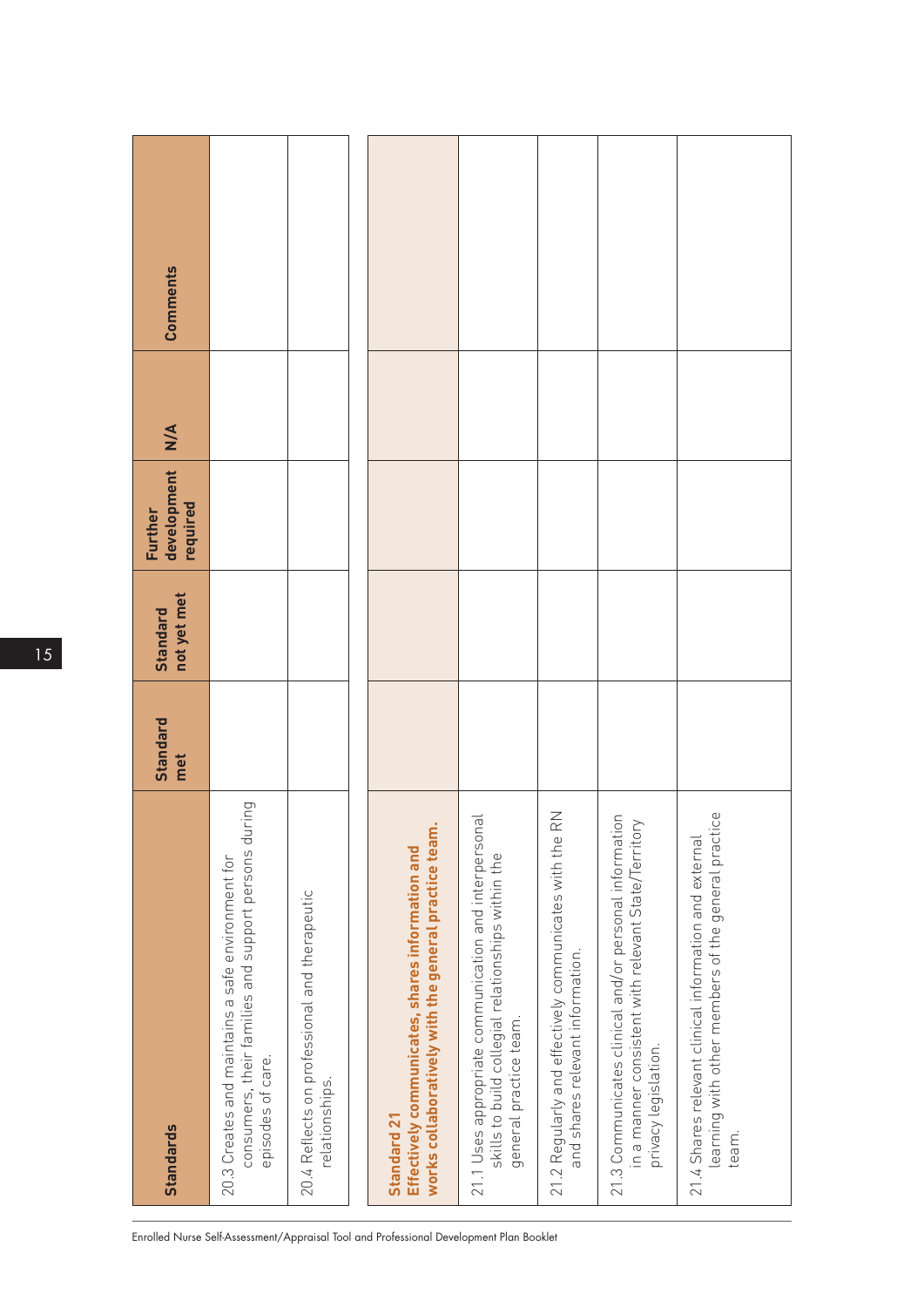| Standards | Standard met | Standard not yet met | Further development required | N/A | Comments |
|---|---|---|---|---|---|
| 20.3 Creates and maintains a safe environment for consumers, their families and support persons during episodes of care. | | | | | |
| 20.4 Reflects on professional and therapeutic relationships. | | | | | |
| **Standard 21** **Effectively communicates, shares information and works collaboratively with the general practice team.** | | | | | |
| 21.1 Uses appropriate communication and interpersonal skills to build collegial relationships within the general practice team. | | | | | |
| 21.2 Regularly and effectively communicates with the RN and shares relevant information. | | | | | |
| 21.3 Communicates clinical and/or personal information in a manner consistent with relevant State/Territory privacy legislation. | | | | | |
| 21.4 Shares relevant clinical information and external learning with other members of the general practice team. | | | | | |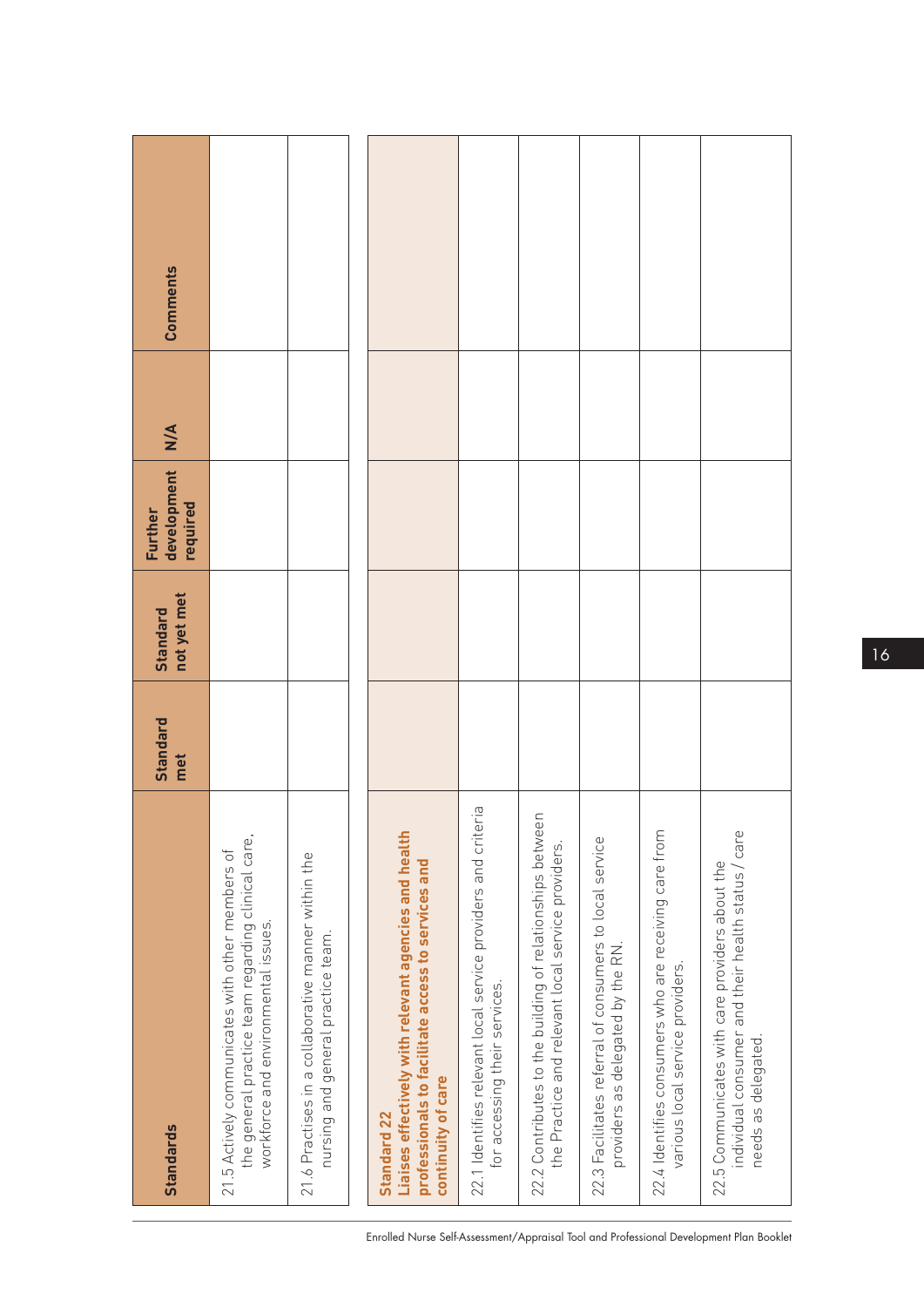| Standards | Standard met | Standard not yet met | Further development required | N/A | Comments |
|---|---|---|---|---|---|
| 21.5 Actively communicates with other members of the general practice team regarding clinical care, workforce and environmental issues. | | | | | |
| 21.6 Practises in a collaborative manner within the nursing and general practice team. | | | | | |

| Standards | Standard met | Standard not yet met | Further development required | N/A | Comments |
|---|---|---|---|---|---|
| **Standard 22** **Liaises effectively with relevant agencies and health professionals to facilitate access to services and continuity of care** | | | | | |
| 22.1 Identifies relevant local service providers and criteria for accessing their services. | | | | | |
| 22.2 Contributes to the building of relationships between the Practice and relevant local service providers. | | | | | |
| 22.3 Facilitates referral of consumers to local service providers as delegated by the RN. | | | | | |
| 22.4 Identifies consumers who are receiving care from various local service providers. | | | | | |
| 22.5 Communicates with care providers about the individual consumer and their health status / care needs as delegated. | | | | | |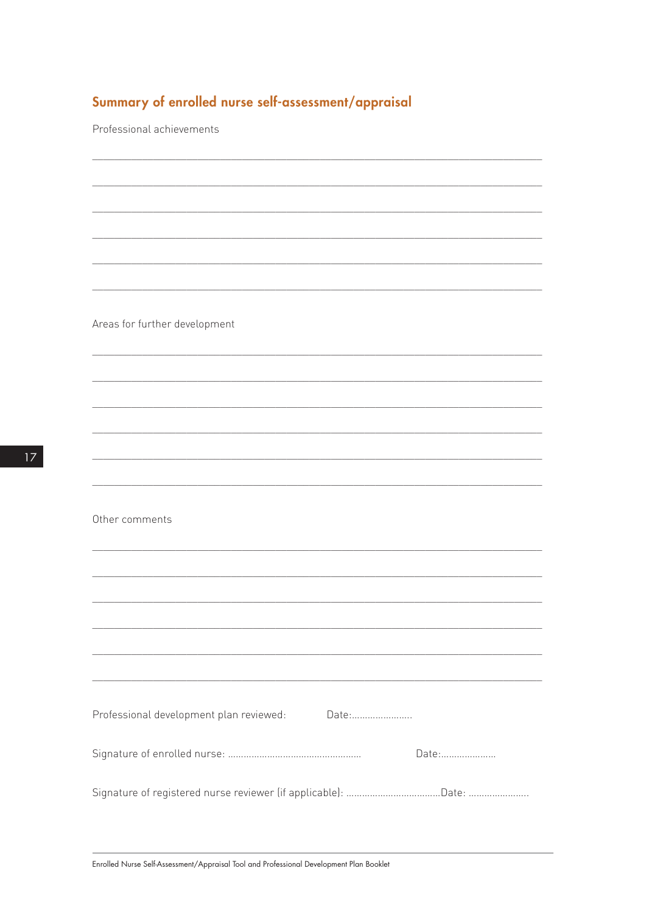## Summary of enrolled nurse self-assessment/appraisal

Professional achievements

______________________________________________________________________

______________________________________________________________________

______________________________________________________________________

______________________________________________________________________

______________________________________________________________________

______________________________________________________________________

Areas for further development

______________________________________________________________________

______________________________________________________________________

______________________________________________________________________

______________________________________________________________________

______________________________________________________________________

______________________________________________________________________

Other comments

______________________________________________________________________

______________________________________________________________________

______________________________________________________________________

______________________________________________________________________

______________________________________________________________________

______________________________________________________________________

Professional development plan reviewed: Date:.......................

Signature of enrolled nurse: .................................................. Date:.....................

Signature of registered nurse reviewer (if applicable): ...................................Date: .......................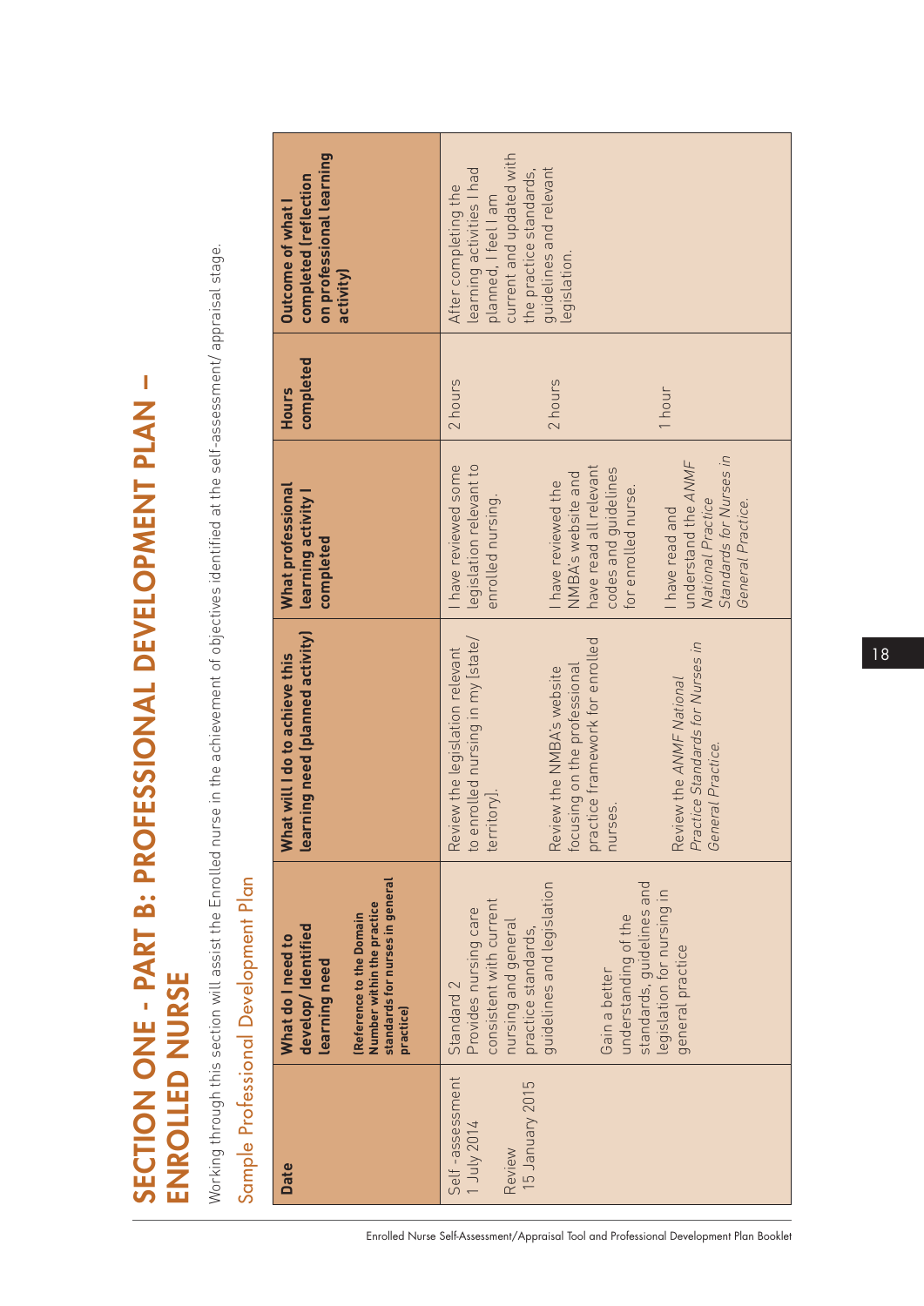# SECTION ONE - PART B: PROFESSIONAL DEVELOPMENT PLAN – ENROLLED NURSE

Working through this section will assist the Enrolled nurse in the achievement of objectives identified at the self-assessment/ appraisal stage.

## Sample Professional Development Plan

| Date | What do I need to develop/ Identified learning need<br><br>**(Reference to the Domain Number within the practice standards for nurses in general practice)** | What will I do to achieve this learning need (planned activity) | What professional learning activity I completed | Hours completed | Outcome of what I completed (reflection on professional learning activity) |
|---|---|---|---|---|---|
| Self -assessment 1 July 2014<br><br>Review 15 January 2015 | Standard 2<br>Provides nursing care consistent with current nursing and general practice standards, guidelines and legislation<br><br>Gain a better understanding of the standards, guidelines and legislation for nursing in general practice | Review the legislation relevant to enrolled nursing in my [state/ territory].<br><br>Review the NMBA's website focusing on the professional practice framework for enrolled nurses.<br><br>Review the *ANMF National Practice Standards for Nurses in General Practice.* | I have reviewed some legislation relevant to enrolled nursing.<br><br>I have reviewed the NMBA's website and have read all relevant codes and guidelines for enrolled nurse.<br><br>I have read and understand the *ANMF National Practice Standards for Nurses in General Practice.* | 2 hours<br><br>2 hours<br><br>1 hour | After completing the learning activities I had planned, I feel I am current and updated with the practice standards, guidelines and relevant legislation. |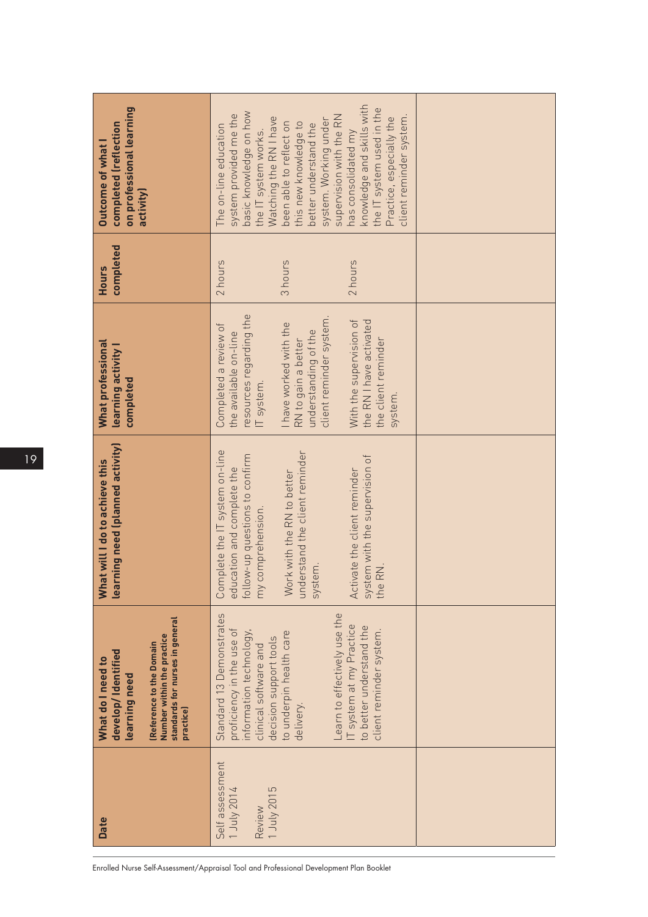| Date | What do I need to develop/ Identified learning need (Reference to the Domain Number within the practice standards for nurses in general practice) | What will I do to achieve this learning need (planned activity) | What professional learning activity I completed | Hours completed | Outcome of what I completed (reflection on professional learning activity) |
|---|---|---|---|---|---|
| Self assessment 1 July 2014<br><br>Review 1 July 2015 | Standard 13 Demonstrates proficiency in the use of information technology, clinical software and decision support tools to underpin health care delivery.<br><br>Learn to effectively use the IT system at my Practice to better understand the client reminder system. | Complete the IT system on-line education and complete the follow-up questions to confirm my comprehension.<br><br>Work with the RN to better understand the client reminder system.<br><br>Activate the client reminder system with the supervision of the RN. | Completed a review of the available on-line resources regarding the IT system.<br><br>I have worked with the RN to gain a better understanding of the client reminder system.<br><br>With the supervision of the RN I have activated the client reminder system. | 2 hours<br><br>3 hours<br><br>2 hours | The on-line education system provided me the basic knowledge on how the IT system works. Watching the RN I have been able to reflect on this new knowledge to better understand the system. Working under supervision with the RN has consolidated my knowledge and skills with the IT system used in the Practice, especially the client reminder system. |
| | | | | | |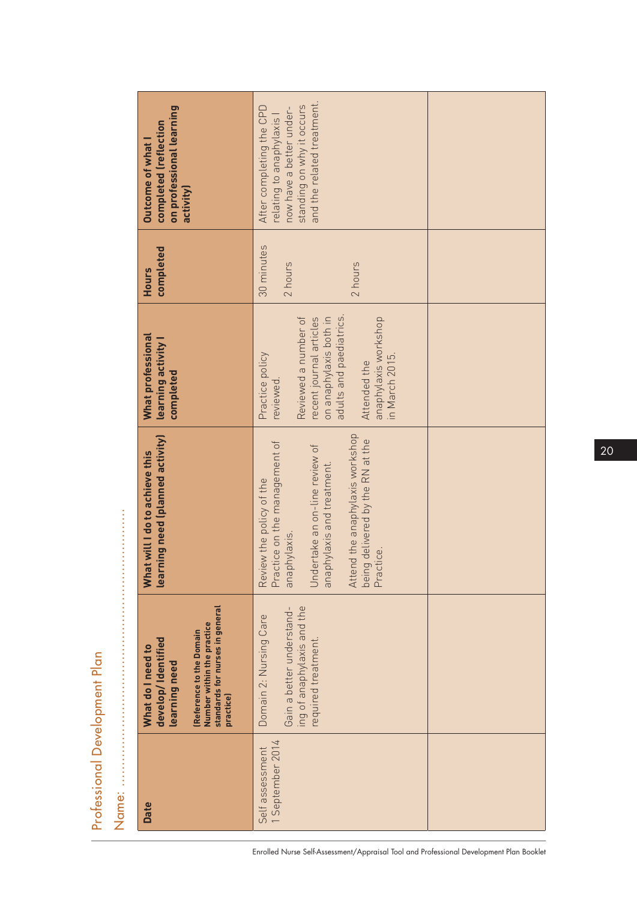# Professional Development Plan

Name: ……………………………………………

| Date | What do I need to develop/ Identified learning need (Reference to the Domain Number within the practice standards for nurses in general practice) | What will I do to achieve this learning need (planned activity) | What professional learning activity I completed | Hours completed | Outcome of what I completed (reflection on professional learning activity) |
|---|---|---|---|---|---|
| Self assessment 1 September 2014 | Domain 2: Nursing Care<br><br>Gain a better understanding of anaphylaxis and the required treatment. | Review the policy of the Practice on the management of anaphylaxis.<br><br>Undertake an on-line review of anaphylaxis and treatment.<br><br>Attend the anaphylaxis workshop being delivered by the RN at the Practice. | Practice policy reviewed.<br><br>Reviewed a number of recent journal articles on anaphylaxis both in adults and paediatrics.<br><br>Attended the anaphylaxis workshop in March 2015. | 30 minutes<br><br>2 hours<br><br>2 hours | After completing the CPD relating to anaphylaxis I now have a better understanding on why it occurs and the related treatment. |
| | | | | | |

Enrolled Nurse Self-Assessment/Appraisal Tool and Professional Development Plan Booklet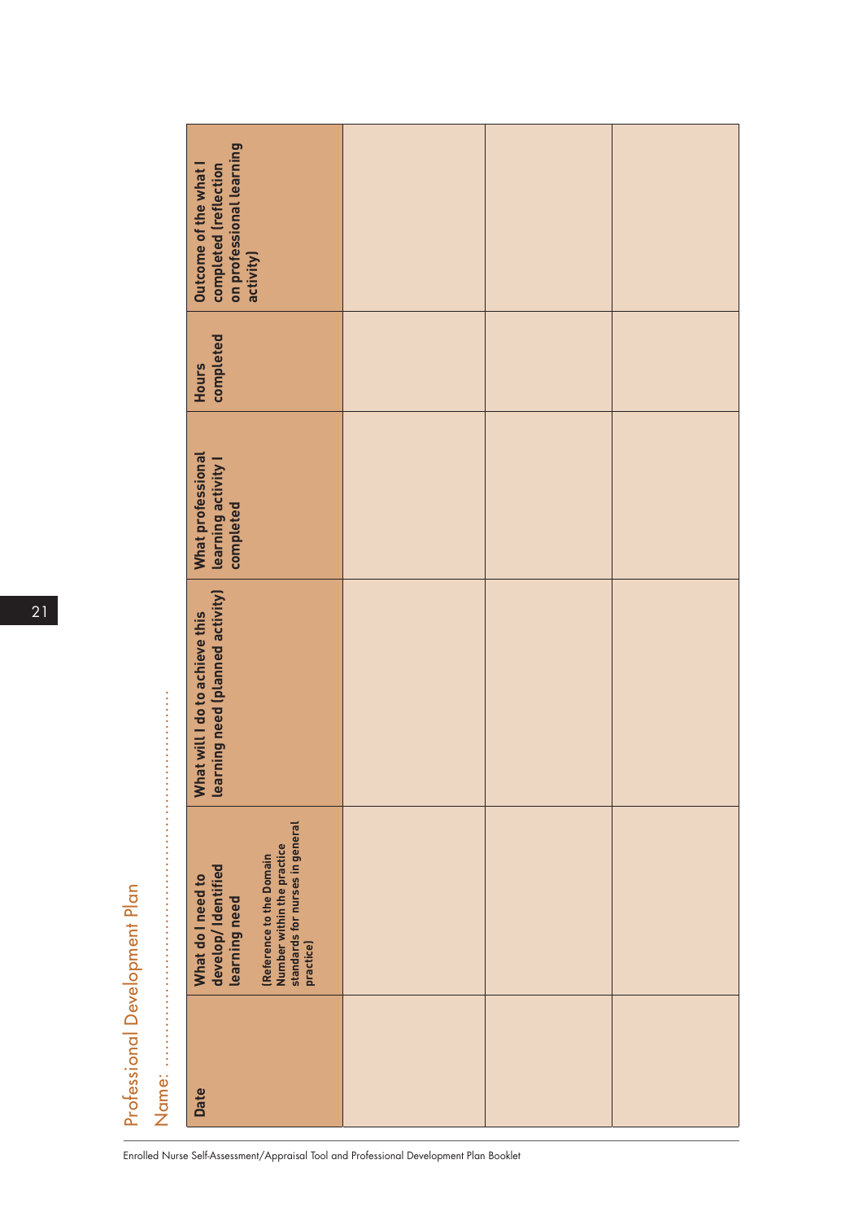# Professional Development Plan

Name: ..............................................................

| Date | What do I need to develop/ Identified learning need<br>[Reference to the Domain Number within the practice standards for nurses in general practice] | What will I do to achieve this learning need (planned activity) | What professional learning activity I completed | Hours completed | Outcome of the what I completed (reflection on professional learning activity) |
|---|---|---|---|---|---|
| | | | | | |
| | | | | | |
| | | | | | |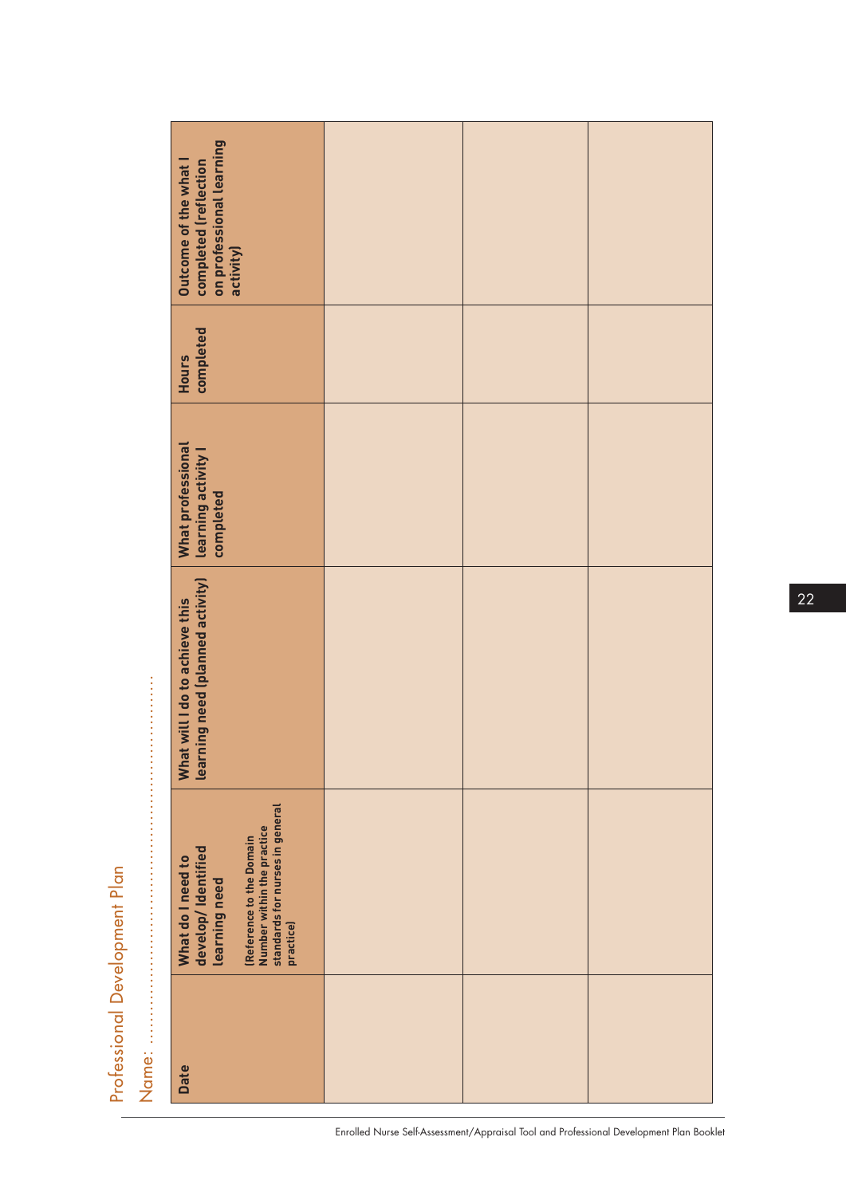# Professional Development Plan

Name: ......................................................................................................

| Date | What do I need to develop/ Identified learning need<br><br>(Reference to the Domain Number within the practice standards for nurses in general practice) | What will I do to achieve this learning need (planned activity) | What professional learning activity I completed | Hours completed | Outcome of the what I completed (reflection on professional learning activity) |
|---|---|---|---|---|---|
| | | | | | |
| | | | | | |
| | | | | | |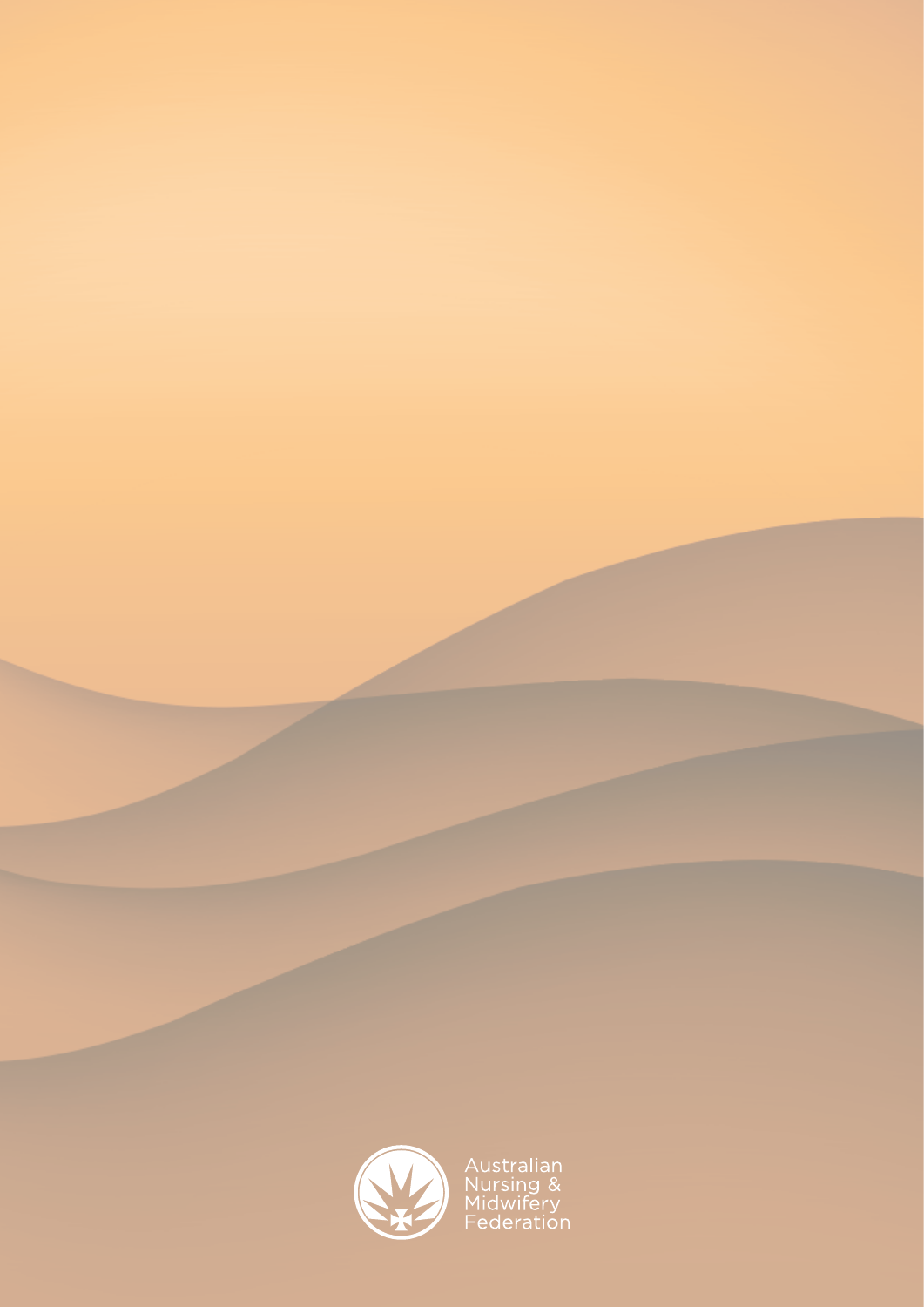Australian
Nursing &
Midwifery
Federation